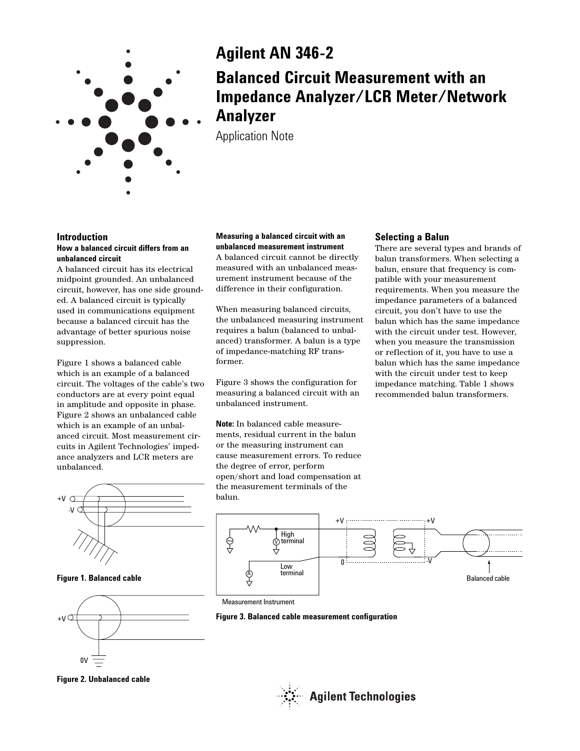# Agilent AN 346-2

# Balanced Circuit Measurement with an Impedance Analyzer/LCR Meter/Network Analyzer

Application Note

## Introduction

**How a balanced circuit differs from an unbalanced circuit**

A balanced circuit has its electrical midpoint grounded. An unbalanced circuit, however, has one side grounded. A balanced circuit is typically used in communications equipment because a balanced circuit has the advantage of better spurious noise suppression.

Figure 1 shows a balanced cable which is an example of a balanced circuit. The voltages of the cable's two conductors are at every point equal in amplitude and opposite in phase. Figure 2 shows an unbalanced cable which is an example of an unbalanced circuit. Most measurement circuits in Agilent Technologies' impedance analyzers and LCR meters are unbalanced.

**Figure 1. Balanced cable**

**Figure 2. Unbalanced cable**

**Measuring a balanced circuit with an unbalanced measurement instrument**

A balanced circuit cannot be directly measured with an unbalanced measurement instrument because of the difference in their configuration.

When measuring balanced circuits, the unbalanced measuring instrument requires a balun (balanced to unbalanced) transformer. A balun is a type of impedance-matching RF transformer.

Figure 3 shows the configuration for measuring a balanced circuit with an unbalanced instrument.

**Note:** In balanced cable measurements, residual current in the balun or the measuring instrument can cause measurement errors. To reduce the degree of error, perform open/short and load compensation at the measurement terminals of the balun.

**Figure 3. Balanced cable measurement configuration**

## Selecting a Balun

There are several types and brands of balun transformers. When selecting a balun, ensure that frequency is compatible with your measurement requirements. When you measure the impedance parameters of a balanced circuit, you don't have to use the balun which has the same impedance with the circuit under test. However, when you measure the transmission or reflection of it, you have to use a balun which has the same impedance with the circuit under test to keep impedance matching. Table 1 shows recommended balun transformers.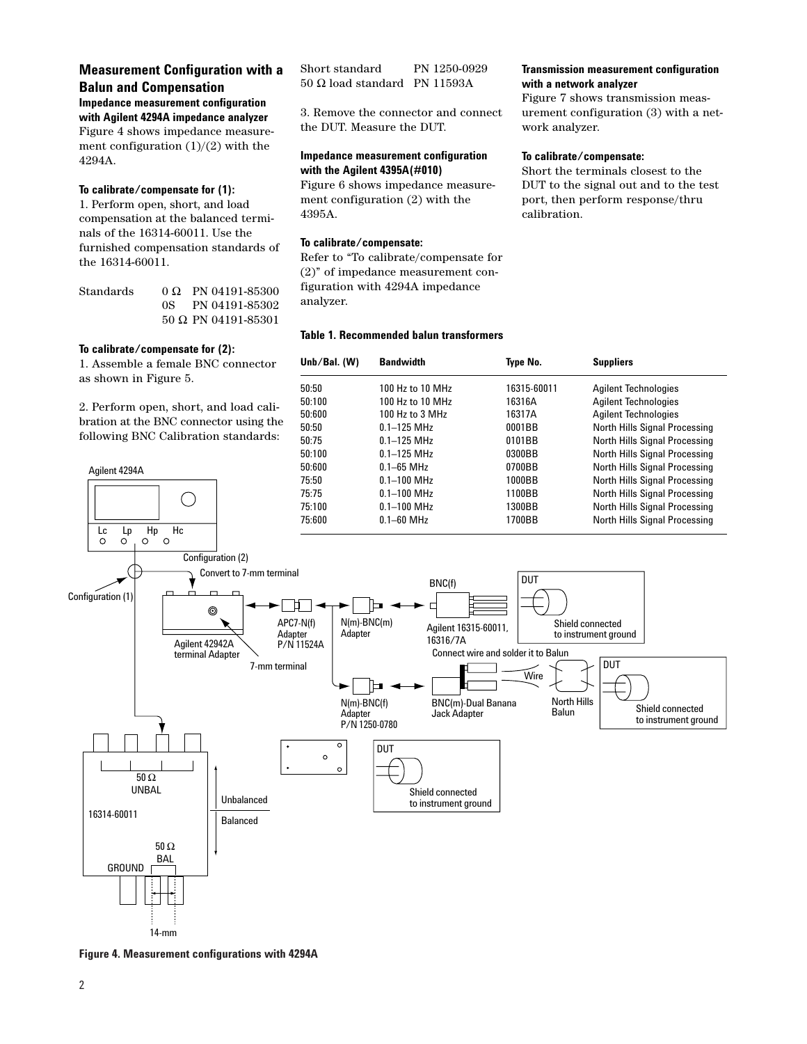## Measurement Configuration with a Balun and Compensation

**Impedance measurement configuration with Agilent 4294A impedance analyzer**

Figure 4 shows impedance measurement configuration (1)/(2) with the 4294A.

**To calibrate/compensate for (1):**

1. Perform open, short, and load compensation at the balanced terminals of the 16314-60011. Use the furnished compensation standards of the 16314-60011.

| Standards | | |
|---|---|---|
| | 0 Ω | PN 04191-85300 |
| | 0S | PN 04191-85302 |
| | 50 Ω | PN 04191-85301 |

**To calibrate/compensate for (2):**

1. Assemble a female BNC connector as shown in Figure 5.

2. Perform open, short, and load calibration at the BNC connector using the following BNC Calibration standards:

| | |
|---|---|
| Short standard | PN 1250-0929 |
| 50 Ω load standard | PN 11593A |

3. Remove the connector and connect the DUT. Measure the DUT.

**Impedance measurement configuration with the Agilent 4395A(#010)**

Figure 6 shows impedance measurement configuration (2) with the 4395A.

**To calibrate/compensate:**

Refer to "To calibrate/compensate for (2)" of impedance measurement configuration with 4294A impedance analyzer.

**Transmission measurement configuration with a network analyzer**

Figure 7 shows transmission measurement configuration (3) with a network analyzer.

**To calibrate/compensate:**

Short the terminals closest to the DUT to the signal out and to the test port, then perform response/thru calibration.

**Table 1. Recommended balun transformers**

| Unb/Bal. (W) | Bandwidth | Type No. | Suppliers |
|---|---|---|---|
| 50:50 | 100 Hz to 10 MHz | 16315-60011 | Agilent Technologies |
| 50:100 | 100 Hz to 10 MHz | 16316A | Agilent Technologies |
| 50:600 | 100 Hz to 3 MHz | 16317A | Agilent Technologies |
| 50:50 | 0.1–125 MHz | 0001BB | North Hills Signal Processing |
| 50:75 | 0.1–125 MHz | 0101BB | North Hills Signal Processing |
| 50:100 | 0.1–125 MHz | 0300BB | North Hills Signal Processing |
| 50:600 | 0.1–65 MHz | 0700BB | North Hills Signal Processing |
| 75:50 | 0.1–100 MHz | 1000BB | North Hills Signal Processing |
| 75:75 | 0.1–100 MHz | 1100BB | North Hills Signal Processing |
| 75:100 | 0.1–100 MHz | 1300BB | North Hills Signal Processing |
| 75:600 | 0.1–60 MHz | 1700BB | North Hills Signal Processing |

**Figure 4. Measurement configurations with 4294A**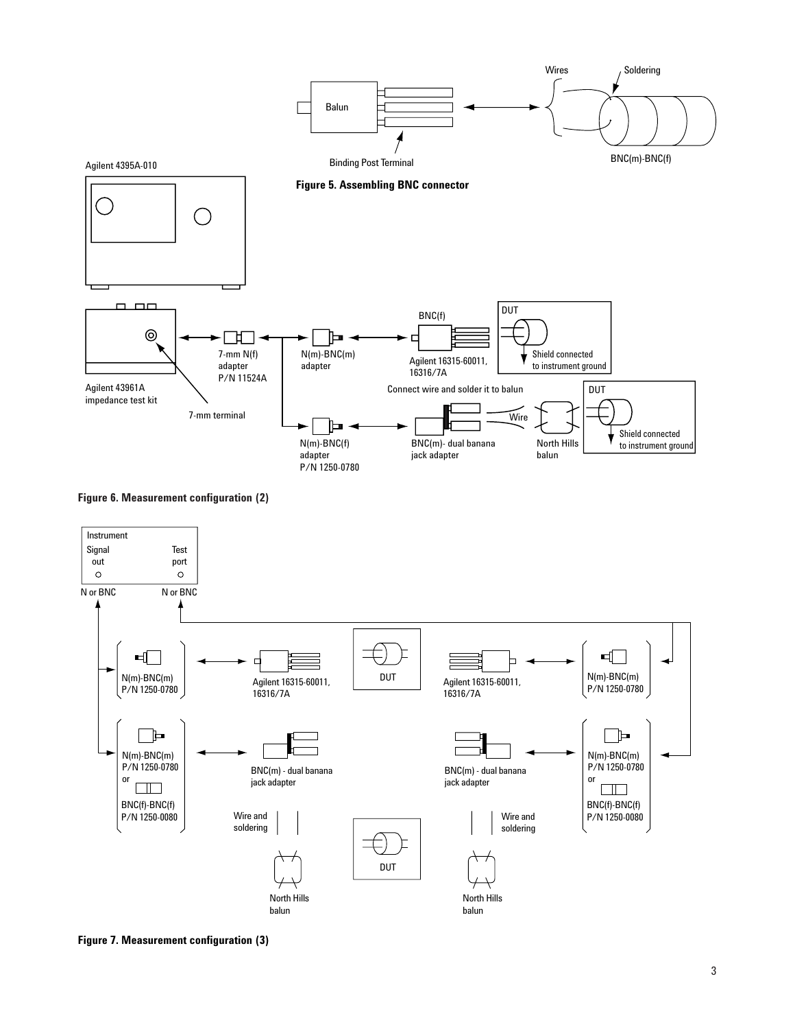Figure 5. Assembling BNC connector

Figure 6. Measurement configuration (2)

Figure 7. Measurement configuration (3)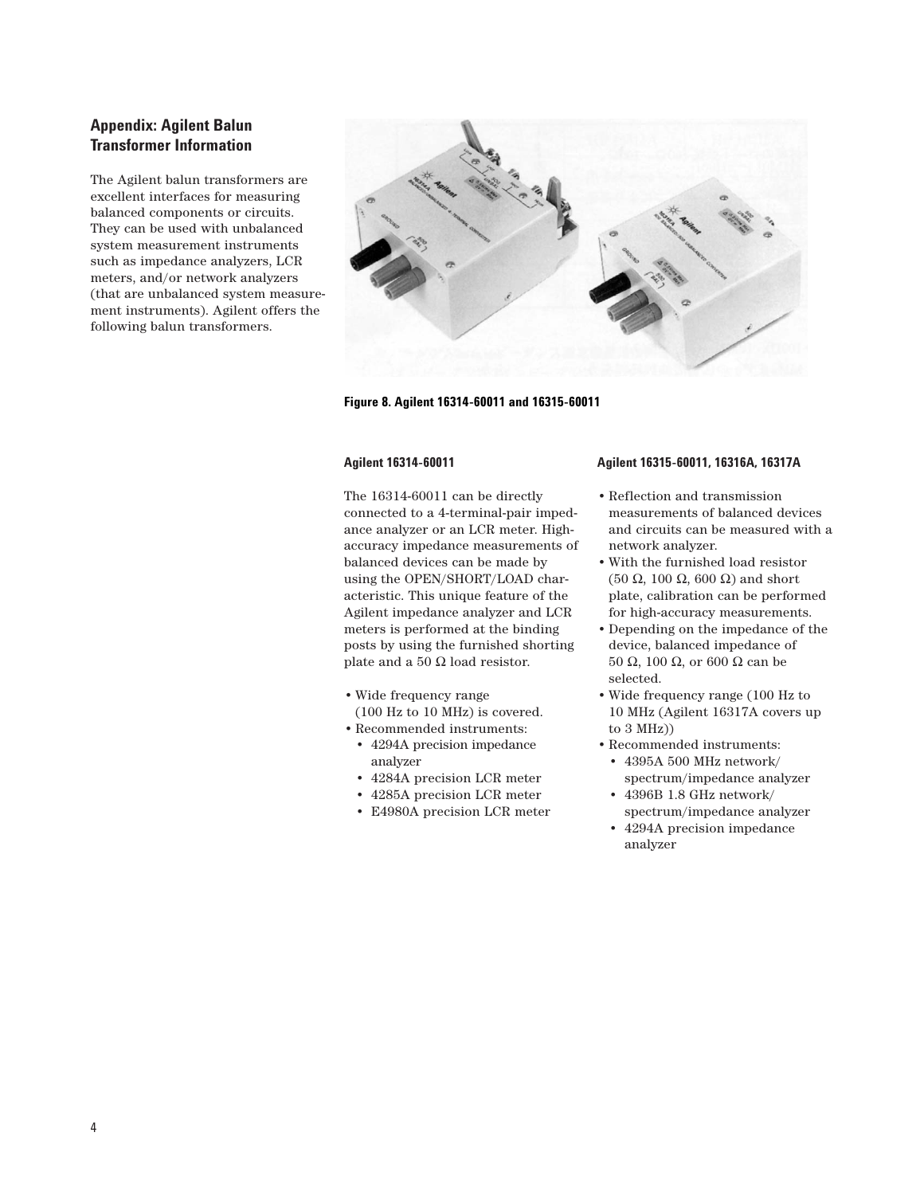## Appendix: Agilent Balun Transformer Information

The Agilent balun transformers are excellent interfaces for measuring balanced components or circuits. They can be used with unbalanced system measurement instruments such as impedance analyzers, LCR meters, and/or network analyzers (that are unbalanced system measurement instruments). Agilent offers the following balun transformers.

**Figure 8. Agilent 16314-60011 and 16315-60011**

#### Agilent 16314-60011

The 16314-60011 can be directly connected to a 4-terminal-pair impedance analyzer or an LCR meter. High-accuracy impedance measurements of balanced devices can be made by using the OPEN/SHORT/LOAD characteristic. This unique feature of the Agilent impedance analyzer and LCR meters is performed at the binding posts by using the furnished shorting plate and a 50 Ω load resistor.

- Wide frequency range (100 Hz to 10 MHz) is covered.
- Recommended instruments:
  - 4294A precision impedance analyzer
  - 4284A precision LCR meter
  - 4285A precision LCR meter
  - E4980A precision LCR meter

#### Agilent 16315-60011, 16316A, 16317A

- Reflection and transmission measurements of balanced devices and circuits can be measured with a network analyzer.
- With the furnished load resistor (50 Ω, 100 Ω, 600 Ω) and short plate, calibration can be performed for high-accuracy measurements.
- Depending on the impedance of the device, balanced impedance of 50 Ω, 100 Ω, or 600 Ω can be selected.
- Wide frequency range (100 Hz to 10 MHz (Agilent 16317A covers up to 3 MHz))
- Recommended instruments:
  - 4395A 500 MHz network/spectrum/impedance analyzer
  - 4396B 1.8 GHz network/spectrum/impedance analyzer
  - 4294A precision impedance analyzer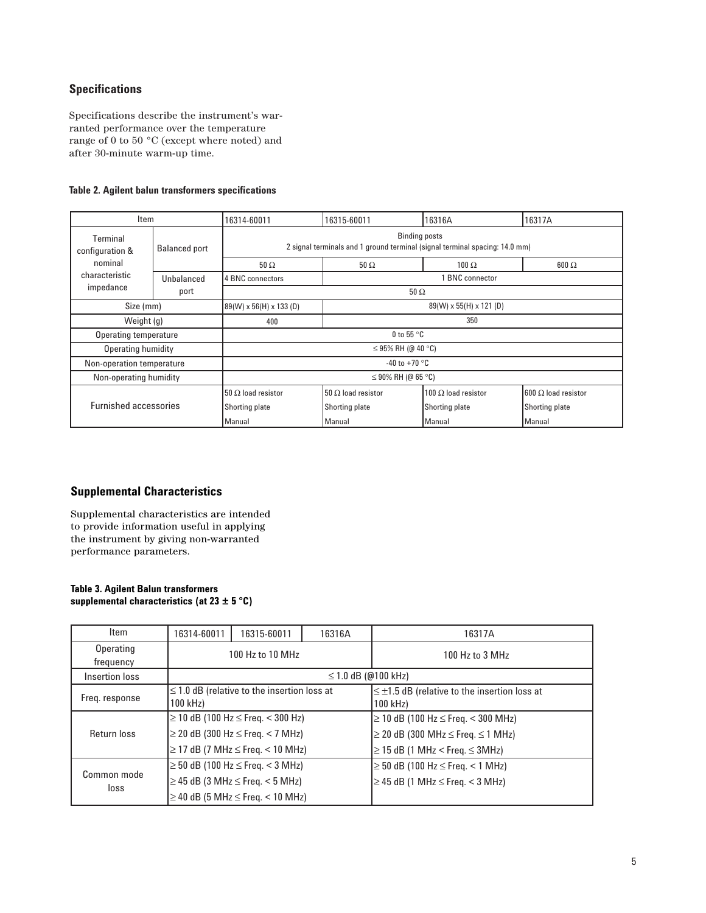## Specifications

Specifications describe the instrument's warranted performance over the temperature range of 0 to 50 °C (except where noted) and after 30-minute warm-up time.

**Table 2. Agilent balun transformers specifications**

| Item | | 16314-60011 | 16315-60011 | 16316A | 16317A |
|---|---|---|---|---|---|
| Terminal configuration & nominal characteristic impedance | Balanced port | Binding posts<br>2 signal terminals and 1 ground terminal (signal terminal spacing: 14.0 mm) | | | |
| | | 50 Ω | 50 Ω | 100 Ω | 600 Ω |
| | Unbalanced port | 4 BNC connectors | 1 BNC connector | | |
| | | 50 Ω | | | |
| Size (mm) | | 89(W) x 56(H) x 133 (D) | 89(W) x 55(H) x 121 (D) | | |
| Weight (g) | | 400 | 350 | | |
| Operating temperature | | 0 to 55 °C | | | |
| Operating humidity | | ≤ 95% RH (@ 40 °C) | | | |
| Non-operation temperature | | -40 to +70 °C | | | |
| Non-operating humidity | | ≤ 90% RH (@ 65 °C) | | | |
| Furnished accessories | | 50 Ω load resistor<br>Shorting plate<br>Manual | 50 Ω load resistor<br>Shorting plate<br>Manual | 100 Ω load resistor<br>Shorting plate<br>Manual | 600 Ω load resistor<br>Shorting plate<br>Manual |

## Supplemental Characteristics

Supplemental characteristics are intended to provide information useful in applying the instrument by giving non-warranted performance parameters.

**Table 3. Agilent Balun transformers supplemental characteristics (at 23 ± 5 °C)**

| Item | 16314-60011 | 16315-60011 | 16316A | 16317A |
|---|---|---|---|---|
| Operating frequency | 100 Hz to 10 MHz | | | 100 Hz to 3 MHz |
| Insertion loss | ≤ 1.0 dB (@100 kHz) | | | |
| Freq. response | ≤ 1.0 dB (relative to the insertion loss at 100 kHz) | | | ≤ ±1.5 dB (relative to the insertion loss at 100 kHz) |
| Return loss | ≥ 10 dB (100 Hz ≤ Freq. < 300 Hz)<br>≥ 20 dB (300 Hz ≤ Freq. < 7 MHz)<br>≥ 17 dB (7 MHz ≤ Freq. < 10 MHz) | | | ≥ 10 dB (100 Hz ≤ Freq. < 300 MHz)<br>≥ 20 dB (300 MHz ≤ Freq. ≤ 1 MHz)<br>≥ 15 dB (1 MHz < Freq. ≤ 3MHz) |
| Common mode loss | ≥ 50 dB (100 Hz ≤ Freq. < 3 MHz)<br>≥ 45 dB (3 MHz ≤ Freq. < 5 MHz)<br>≥ 40 dB (5 MHz ≤ Freq. < 10 MHz) | | | ≥ 50 dB (100 Hz ≤ Freq. < 1 MHz)<br>≥ 45 dB (1 MHz ≤ Freq. < 3 MHz) |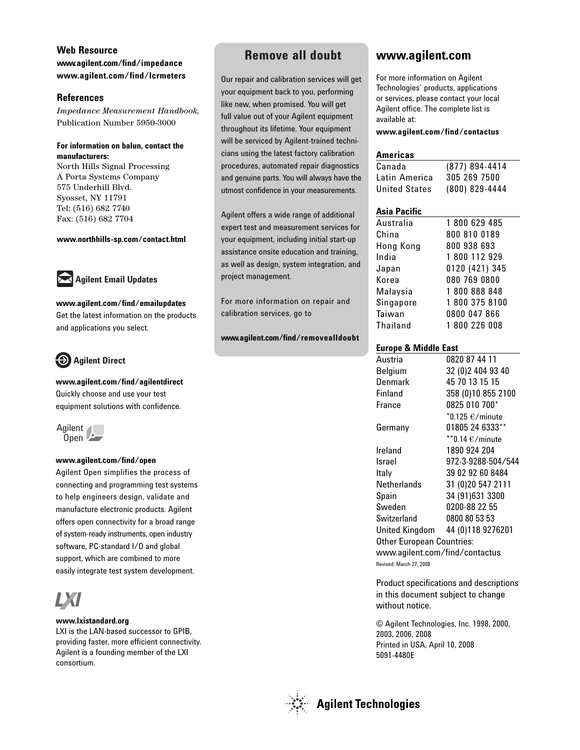### Web Resource

**www.agilent.com/find/impedance**
**www.agilent.com/find/lcrmeters**

### References

*Impedance Measurement Handbook*, Publication Number 5950-3000

**For information on balun, contact the manufacturers:**

North Hills Signal Processing
A Porta Systems Company
575 Underhill Blvd.
Syosset, NY 11791
Tel: (516) 682 7740
Fax: (516) 682 7704

**www.northhills-sp.com/contact.html**

**Agilent Email Updates**

**www.agilent.com/find/emailupdates**
Get the latest information on the products and applications you select.

**Agilent Direct**

**www.agilent.com/find/agilentdirect**
Quickly choose and use your test equipment solutions with confidence.

Agilent Open

**www.agilent.com/find/open**
Agilent Open simplifies the process of connecting and programming test systems to help engineers design, validate and manufacture electronic products. Agilent offers open connectivity for a broad range of system-ready instruments, open industry software, PC-standard I/O and global support, which are combined to more easily integrate test system development.

LXI

**www.lxistandard.org**
LXI is the LAN-based successor to GPIB, providing faster, more efficient connectivity. Agilent is a founding member of the LXI consortium.

## Remove all doubt

Our repair and calibration services will get your equipment back to you, performing like new, when promised. You will get full value out of your Agilent equipment throughout its lifetime. Your equipment will be serviced by Agilent-trained technicians using the latest factory calibration procedures, automated repair diagnostics and genuine parts. You will always have the utmost confidence in your measurements.

Agilent offers a wide range of additional expert test and measurement services for your equipment, including initial start-up assistance onsite education and training, as well as design, system integration, and project management.

For more information on repair and calibration services, go to

**www.agilent.com/find/removealldoubt**

## www.agilent.com

For more information on Agilent Technologies' products, applications or services, please contact your local Agilent office. The complete list is available at:

**www.agilent.com/find/contactus**

| **Americas** | |
|---|---|
| Canada | (877) 894-4414 |
| Latin America | 305 269 7500 |
| United States | (800) 829-4444 |

| **Asia Pacific** | |
|---|---|
| Australia | 1 800 629 485 |
| China | 800 810 0189 |
| Hong Kong | 800 938 693 |
| India | 1 800 112 929 |
| Japan | 0120 (421) 345 |
| Korea | 080 769 0800 |
| Malaysia | 1 800 888 848 |
| Singapore | 1 800 375 8100 |
| Taiwan | 0800 047 866 |
| Thailand | 1 800 226 008 |

| **Europe & Middle East** | |
|---|---|
| Austria | 0820 87 44 11 |
| Belgium | 32 (0)2 404 93 40 |
| Denmark | 45 70 13 15 15 |
| Finland | 358 (0)10 855 2100 |
| France | 0825 010 700* |
| | *0.125 €/minute |
| Germany | 01805 24 6333** |
| | **0.14 €/minute |
| Ireland | 1890 924 204 |
| Israel | 972-3-9288-504/544 |
| Italy | 39 02 92 60 8484 |
| Netherlands | 31 (0)20 547 2111 |
| Spain | 34 (91)631 3300 |
| Sweden | 0200-88 22 55 |
| Switzerland | 0800 80 53 53 |
| United Kingdom | 44 (0)118 9276201 |

Other European Countries:
www.agilent.com/find/contactus

Revised: March 27, 2008

Product specifications and descriptions in this document subject to change without notice.

© Agilent Technologies, Inc. 1998, 2000, 2003, 2006, 2008
Printed in USA, April 10, 2008
5091-4480E

Agilent Technologies